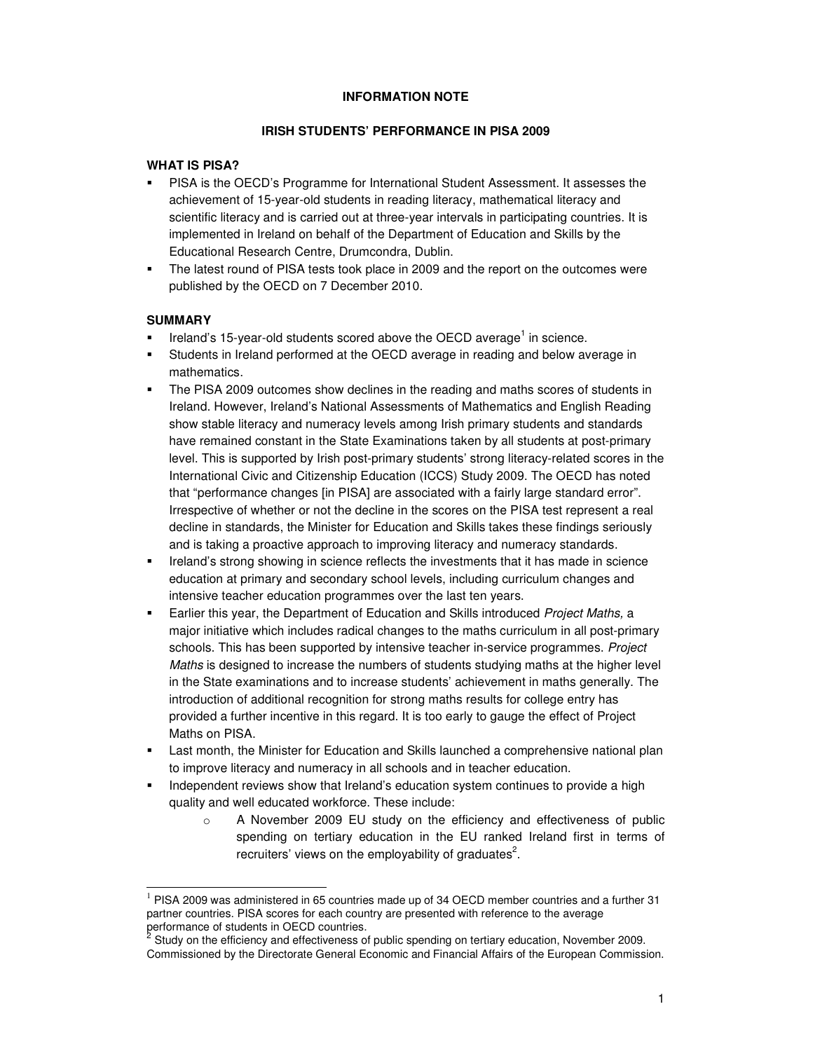**INFORMATION NOTE**

**IRISH STUDENTS' PERFORMANCE IN PISA 2009**

**WHAT IS PISA?**

- PISA is the OECD's Programme for International Student Assessment. It assesses the achievement of 15-year-old students in reading literacy, mathematical literacy and scientific literacy and is carried out at three-year intervals in participating countries. It is implemented in Ireland on behalf of the Department of Education and Skills by the Educational Research Centre, Drumcondra, Dublin.
- The latest round of PISA tests took place in 2009 and the report on the outcomes were published by the OECD on 7 December 2010.

**SUMMARY**

- Ireland's 15-year-old students scored above the OECD average[1] in science.
- Students in Ireland performed at the OECD average in reading and below average in mathematics.
- The PISA 2009 outcomes show declines in the reading and maths scores of students in Ireland. However, Ireland's National Assessments of Mathematics and English Reading show stable literacy and numeracy levels among Irish primary students and standards have remained constant in the State Examinations taken by all students at post-primary level. This is supported by Irish post-primary students' strong literacy-related scores in the International Civic and Citizenship Education (ICCS) Study 2009. The OECD has noted that "performance changes [in PISA] are associated with a fairly large standard error". Irrespective of whether or not the decline in the scores on the PISA test represent a real decline in standards, the Minister for Education and Skills takes these findings seriously and is taking a proactive approach to improving literacy and numeracy standards.
- Ireland's strong showing in science reflects the investments that it has made in science education at primary and secondary school levels, including curriculum changes and intensive teacher education programmes over the last ten years.
- Earlier this year, the Department of Education and Skills introduced *Project Maths,* a major initiative which includes radical changes to the maths curriculum in all post-primary schools. This has been supported by intensive teacher in-service programmes. *Project Maths* is designed to increase the numbers of students studying maths at the higher level in the State examinations and to increase students' achievement in maths generally. The introduction of additional recognition for strong maths results for college entry has provided a further incentive in this regard. It is too early to gauge the effect of Project Maths on PISA.
- Last month, the Minister for Education and Skills launched a comprehensive national plan to improve literacy and numeracy in all schools and in teacher education.
- Independent reviews show that Ireland's education system continues to provide a high quality and well educated workforce. These include:
    - A November 2009 EU study on the efficiency and effectiveness of public spending on tertiary education in the EU ranked Ireland first in terms of recruiters' views on the employability of graduates[2].

---

[1] PISA 2009 was administered in 65 countries made up of 34 OECD member countries and a further 31 partner countries. PISA scores for each country are presented with reference to the average performance of students in OECD countries.

[2] Study on the efficiency and effectiveness of public spending on tertiary education, November 2009. Commissioned by the Directorate General Economic and Financial Affairs of the European Commission.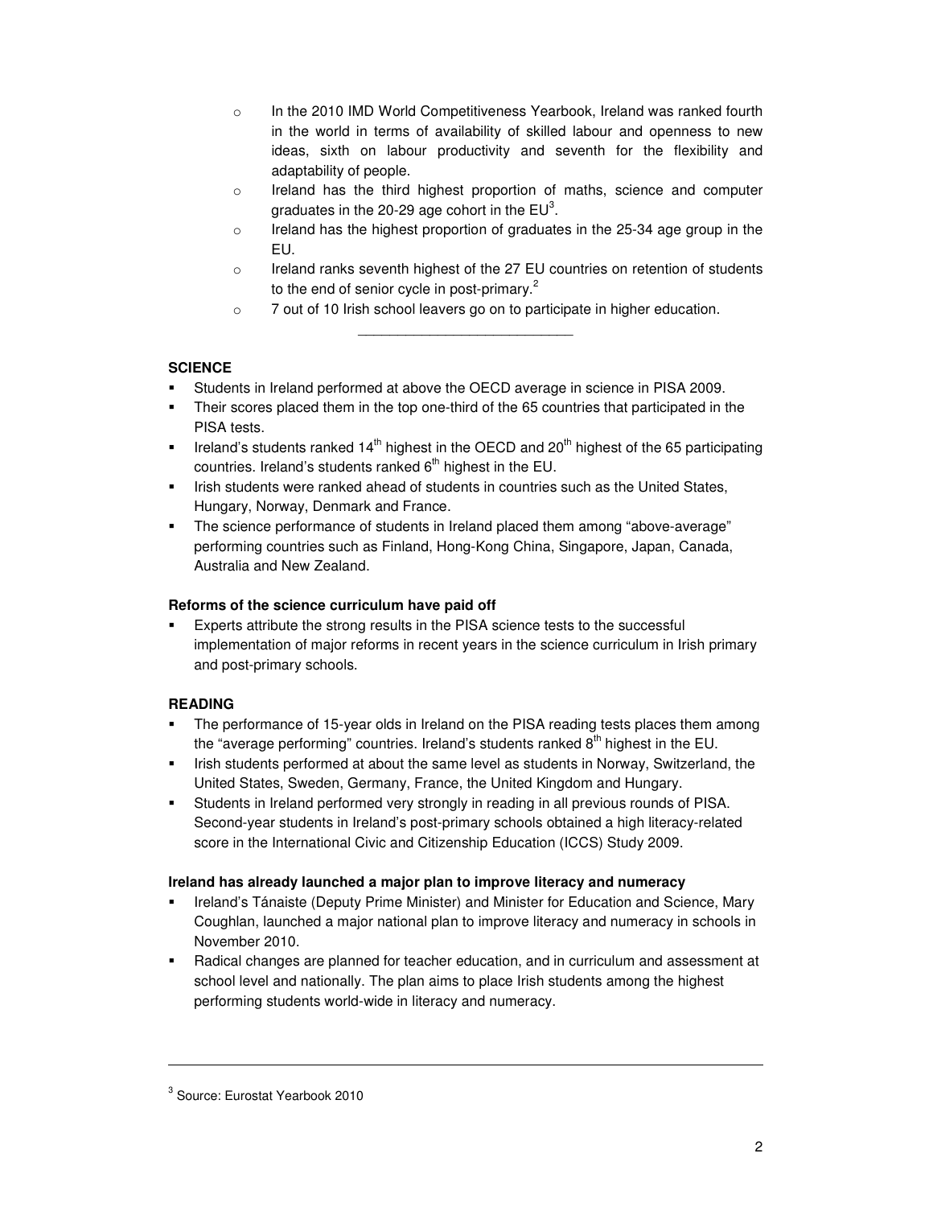- In the 2010 IMD World Competitiveness Yearbook, Ireland was ranked fourth in the world in terms of availability of skilled labour and openness to new ideas, sixth on labour productivity and seventh for the flexibility and adaptability of people.
- Ireland has the third highest proportion of maths, science and computer graduates in the 20-29 age cohort in the EU[3].
- Ireland has the highest proportion of graduates in the 25-34 age group in the EU.
- Ireland ranks seventh highest of the 27 EU countries on retention of students to the end of senior cycle in post-primary.[2]
- 7 out of 10 Irish school leavers go on to participate in higher education.

---

**SCIENCE**

- Students in Ireland performed at above the OECD average in science in PISA 2009.
- Their scores placed them in the top one-third of the 65 countries that participated in the PISA tests.
- Ireland's students ranked 14th highest in the OECD and 20th highest of the 65 participating countries. Ireland's students ranked 6th highest in the EU.
- Irish students were ranked ahead of students in countries such as the United States, Hungary, Norway, Denmark and France.
- The science performance of students in Ireland placed them among "above-average" performing countries such as Finland, Hong-Kong China, Singapore, Japan, Canada, Australia and New Zealand.

**Reforms of the science curriculum have paid off**

- Experts attribute the strong results in the PISA science tests to the successful implementation of major reforms in recent years in the science curriculum in Irish primary and post-primary schools.

**READING**

- The performance of 15-year olds in Ireland on the PISA reading tests places them among the "average performing" countries. Ireland's students ranked 8th highest in the EU.
- Irish students performed at about the same level as students in Norway, Switzerland, the United States, Sweden, Germany, France, the United Kingdom and Hungary.
- Students in Ireland performed very strongly in reading in all previous rounds of PISA. Second-year students in Ireland's post-primary schools obtained a high literacy-related score in the International Civic and Citizenship Education (ICCS) Study 2009.

**Ireland has already launched a major plan to improve literacy and numeracy**

- Ireland's Tánaiste (Deputy Prime Minister) and Minister for Education and Science, Mary Coughlan, launched a major national plan to improve literacy and numeracy in schools in November 2010.
- Radical changes are planned for teacher education, and in curriculum and assessment at school level and nationally. The plan aims to place Irish students among the highest performing students world-wide in literacy and numeracy.

---

[3] Source: Eurostat Yearbook 2010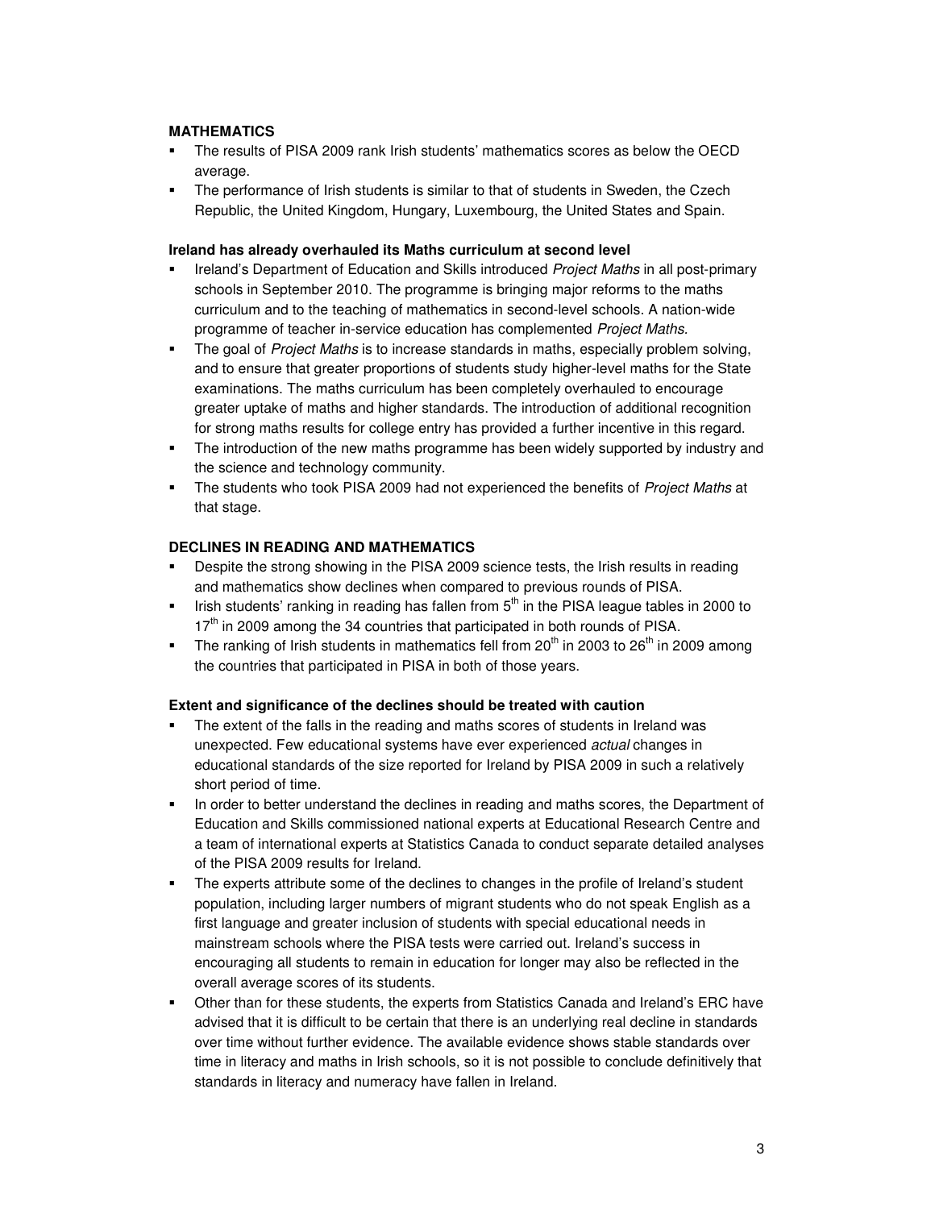**MATHEMATICS**

- The results of PISA 2009 rank Irish students' mathematics scores as below the OECD average.
- The performance of Irish students is similar to that of students in Sweden, the Czech Republic, the United Kingdom, Hungary, Luxembourg, the United States and Spain.

**Ireland has already overhauled its Maths curriculum at second level**

- Ireland's Department of Education and Skills introduced *Project Maths* in all post-primary schools in September 2010. The programme is bringing major reforms to the maths curriculum and to the teaching of mathematics in second-level schools. A nation-wide programme of teacher in-service education has complemented *Project Maths*.
- The goal of *Project Maths* is to increase standards in maths, especially problem solving, and to ensure that greater proportions of students study higher-level maths for the State examinations. The maths curriculum has been completely overhauled to encourage greater uptake of maths and higher standards. The introduction of additional recognition for strong maths results for college entry has provided a further incentive in this regard.
- The introduction of the new maths programme has been widely supported by industry and the science and technology community.
- The students who took PISA 2009 had not experienced the benefits of *Project Maths* at that stage.

**DECLINES IN READING AND MATHEMATICS**

- Despite the strong showing in the PISA 2009 science tests, the Irish results in reading and mathematics show declines when compared to previous rounds of PISA.
- Irish students' ranking in reading has fallen from 5th in the PISA league tables in 2000 to 17th in 2009 among the 34 countries that participated in both rounds of PISA.
- The ranking of Irish students in mathematics fell from 20th in 2003 to 26th in 2009 among the countries that participated in PISA in both of those years.

**Extent and significance of the declines should be treated with caution**

- The extent of the falls in the reading and maths scores of students in Ireland was unexpected. Few educational systems have ever experienced *actual* changes in educational standards of the size reported for Ireland by PISA 2009 in such a relatively short period of time.
- In order to better understand the declines in reading and maths scores, the Department of Education and Skills commissioned national experts at Educational Research Centre and a team of international experts at Statistics Canada to conduct separate detailed analyses of the PISA 2009 results for Ireland.
- The experts attribute some of the declines to changes in the profile of Ireland's student population, including larger numbers of migrant students who do not speak English as a first language and greater inclusion of students with special educational needs in mainstream schools where the PISA tests were carried out. Ireland's success in encouraging all students to remain in education for longer may also be reflected in the overall average scores of its students.
- Other than for these students, the experts from Statistics Canada and Ireland's ERC have advised that it is difficult to be certain that there is an underlying real decline in standards over time without further evidence. The available evidence shows stable standards over time in literacy and maths in Irish schools, so it is not possible to conclude definitively that standards in literacy and numeracy have fallen in Ireland.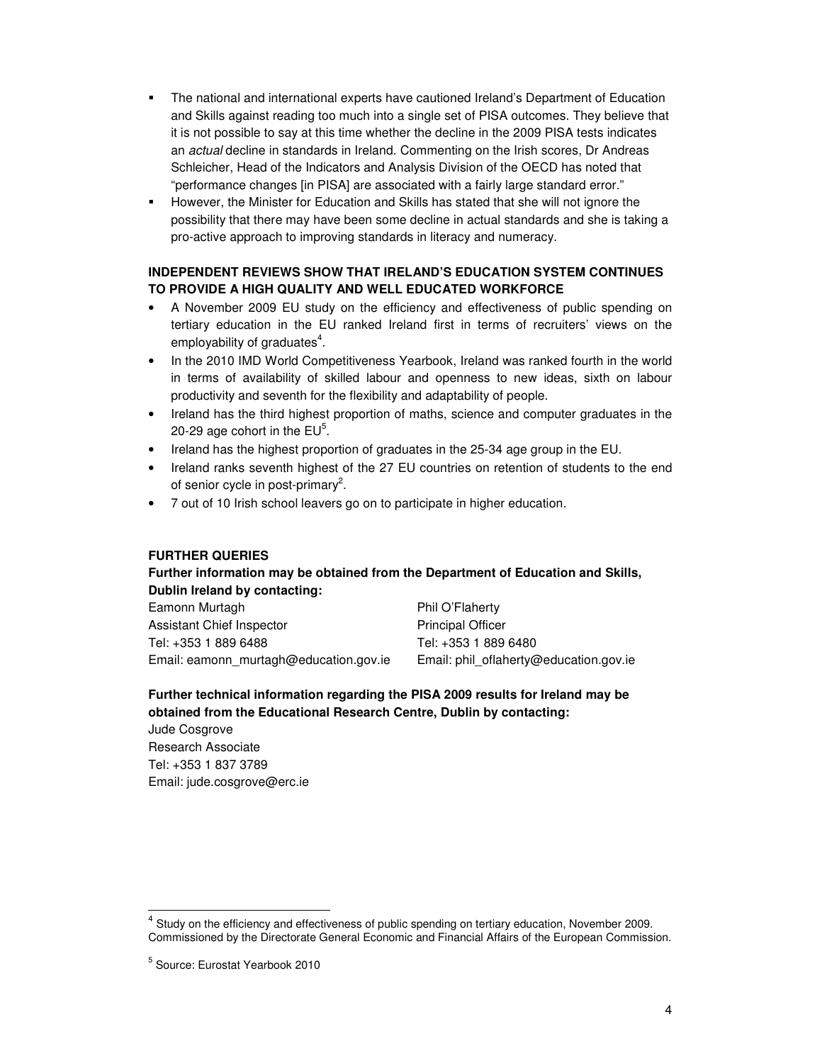- The national and international experts have cautioned Ireland's Department of Education and Skills against reading too much into a single set of PISA outcomes. They believe that it is not possible to say at this time whether the decline in the 2009 PISA tests indicates an *actual* decline in standards in Ireland. Commenting on the Irish scores, Dr Andreas Schleicher, Head of the Indicators and Analysis Division of the OECD has noted that "performance changes [in PISA] are associated with a fairly large standard error."
- However, the Minister for Education and Skills has stated that she will not ignore the possibility that there may have been some decline in actual standards and she is taking a pro-active approach to improving standards in literacy and numeracy.

**INDEPENDENT REVIEWS SHOW THAT IRELAND'S EDUCATION SYSTEM CONTINUES TO PROVIDE A HIGH QUALITY AND WELL EDUCATED WORKFORCE**

- A November 2009 EU study on the efficiency and effectiveness of public spending on tertiary education in the EU ranked Ireland first in terms of recruiters' views on the employability of graduates[4].
- In the 2010 IMD World Competitiveness Yearbook, Ireland was ranked fourth in the world in terms of availability of skilled labour and openness to new ideas, sixth on labour productivity and seventh for the flexibility and adaptability of people.
- Ireland has the third highest proportion of maths, science and computer graduates in the 20-29 age cohort in the EU[5].
- Ireland has the highest proportion of graduates in the 25-34 age group in the EU.
- Ireland ranks seventh highest of the 27 EU countries on retention of students to the end of senior cycle in post-primary[2].
- 7 out of 10 Irish school leavers go on to participate in higher education.

**FURTHER QUERIES**

**Further information may be obtained from the Department of Education and Skills, Dublin Ireland by contacting:**

Eamonn Murtagh
Assistant Chief Inspector
Tel: +353 1 889 6488
Email: eamonn_murtagh@education.gov.ie

Phil O'Flaherty
Principal Officer
Tel: +353 1 889 6480
Email: phil_oflaherty@education.gov.ie

**Further technical information regarding the PISA 2009 results for Ireland may be obtained from the Educational Research Centre, Dublin by contacting:**

Jude Cosgrove
Research Associate
Tel: +353 1 837 3789
Email: jude.cosgrove@erc.ie

---

[4] Study on the efficiency and effectiveness of public spending on tertiary education, November 2009. Commissioned by the Directorate General Economic and Financial Affairs of the European Commission.

[5] Source: Eurostat Yearbook 2010